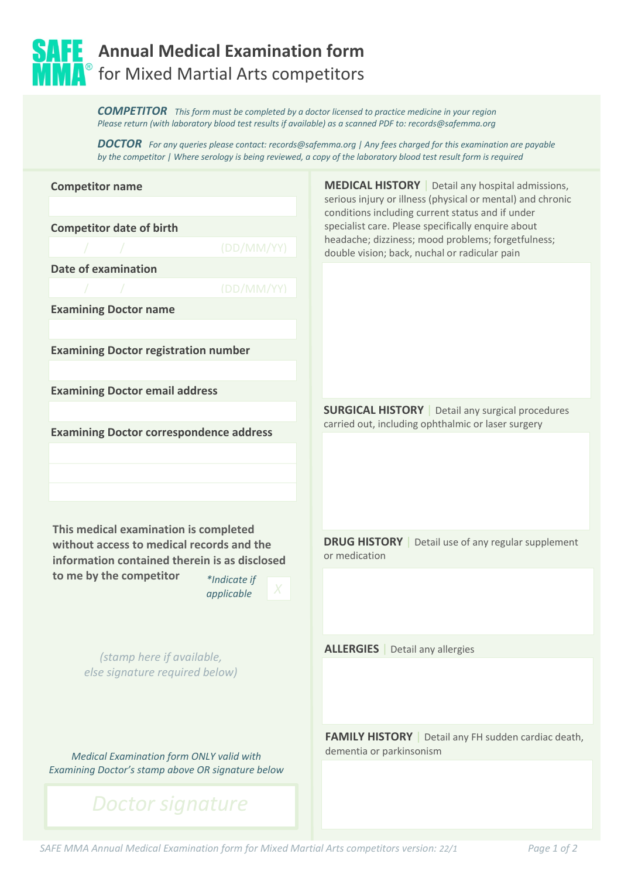# Annual Medical Examination form for Mixed Martial Arts competitors

***COMPETITOR*** *This form must be completed by a doctor licensed to practice medicine in your region*
*Please return (with laboratory blood test results if available) as a scanned PDF to: records@safemma.org*

***DOCTOR*** *For any queries please contact: records@safemma.org | Any fees charged for this examination are payable by the competitor | Where serology is being reviewed, a copy of the laboratory blood test result form is required*

**Competitor name**

**Competitor date of birth**

/ / (DD/MM/YY)

**Date of examination**

/ / (DD/MM/YY)

**Examining Doctor name**

**Examining Doctor registration number**

**Examining Doctor email address**

**Examining Doctor correspondence address**

**This medical examination is completed without access to medical records and the information contained therein is as disclosed to me by the competitor** *\*Indicate if applicable* X

*(stamp here if available, else signature required below)*

*Medical Examination form ONLY valid with Examining Doctor's stamp above OR signature below*

*Doctor signature*

**MEDICAL HISTORY** | Detail any hospital admissions, serious injury or illness (physical or mental) and chronic conditions including current status and if under specialist care. Please specifically enquire about headache; dizziness; mood problems; forgetfulness; double vision; back, nuchal or radicular pain

**SURGICAL HISTORY** | Detail any surgical procedures carried out, including ophthalmic or laser surgery

**DRUG HISTORY** | Detail use of any regular supplement or medication

**ALLERGIES** | Detail any allergies

**FAMILY HISTORY** | Detail any FH sudden cardiac death, dementia or parkinsonism

*SAFE MMA Annual Medical Examination form for Mixed Martial Arts competitors version: 22/1*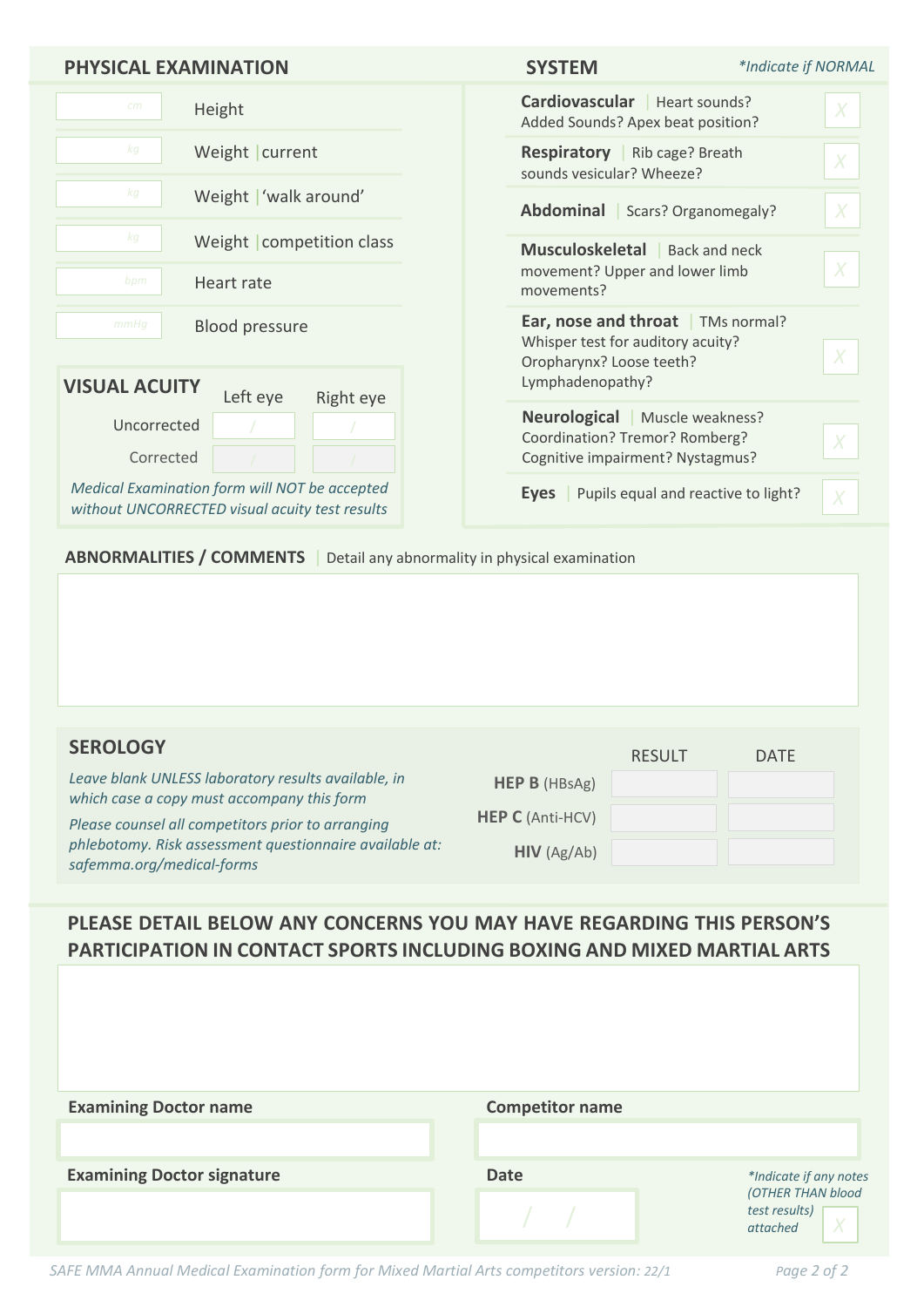## PHYSICAL EXAMINATION

| | |
|---|---|
| cm | Height |
| kg | Weight \| current |
| kg | Weight \| 'walk around' |
| kg | Weight \| competition class |
| bpm | Heart rate |
| mmHg | Blood pressure |

### VISUAL ACUITY

| | Left eye | Right eye |
|---|---|---|
| Uncorrected | / | / |
| Corrected | / | / |

*Medical Examination form will NOT be accepted without UNCORRECTED visual acuity test results*

## SYSTEM

*\*Indicate if NORMAL*

| | |
|---|---|
| **Cardiovascular** \| Heart sounds? Added Sounds? Apex beat position? | X |
| **Respiratory** \| Rib cage? Breath sounds vesicular? Wheeze? | X |
| **Abdominal** \| Scars? Organomegaly? | X |
| **Musculoskeletal** \| Back and neck movement? Upper and lower limb movements? | X |
| **Ear, nose and throat** \| TMs normal? Whisper test for auditory acuity? Oropharynx? Loose teeth? Lymphadenopathy? | X |
| **Neurological** \| Muscle weakness? Coordination? Tremor? Romberg? Cognitive impairment? Nystagmus? | X |
| **Eyes** \| Pupils equal and reactive to light? | X |

## ABNORMALITIES / COMMENTS

Detail any abnormality in physical examination

## SEROLOGY

*Leave blank UNLESS laboratory results available, in which case a copy must accompany this form*

*Please counsel all competitors prior to arranging phlebotomy. Risk assessment questionnaire available at: safemma.org/medical-forms*

| | RESULT | DATE |
|---|---|---|
| **HEP B** (HBsAg) | | |
| **HEP C** (Anti-HCV) | | |
| **HIV** (Ag/Ab) | | |

## PLEASE DETAIL BELOW ANY CONCERNS YOU MAY HAVE REGARDING THIS PERSON'S PARTICIPATION IN CONTACT SPORTS INCLUDING BOXING AND MIXED MARTIAL ARTS

**Examining Doctor name**

**Competitor name**

**Examining Doctor signature**

**Date**

/ /

*\*Indicate if any notes (OTHER THAN blood test results) attached* X

*SAFE MMA Annual Medical Examination form for Mixed Martial Arts competitors version: 22/1*